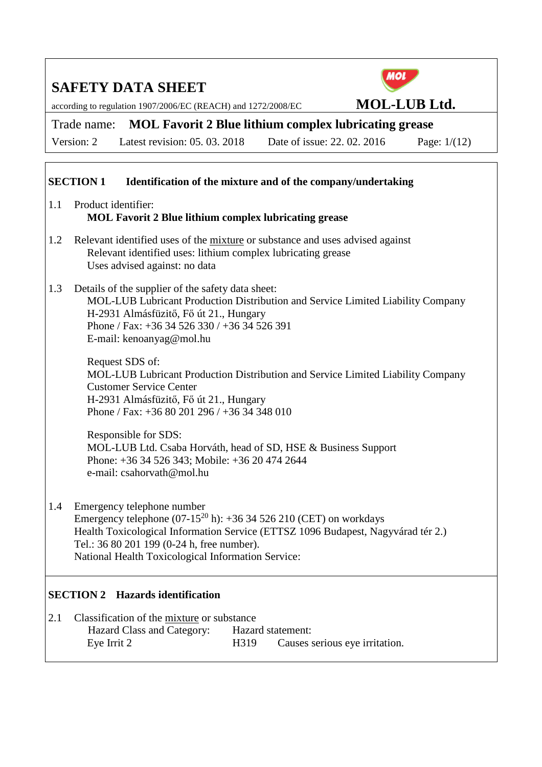# SAFETY DATA SHEET

according to regulation 1907/2006/EC (REACH) and 1272/2008/EC

**MOL-LUB Ltd.**

Trade name: **MOL Favorit 2 Blue lithium complex lubricating grease**

Version: 2 Latest revision: 05. 03. 2018 Date of issue: 22. 02. 2016

## SECTION 1 Identification of the mixture and of the company/undertaking

1.1 Product identifier:
**MOL Favorit 2 Blue lithium complex lubricating grease**

1.2 Relevant identified uses of the mixture or substance and uses advised against
Relevant identified uses: lithium complex lubricating grease
Uses advised against: no data

1.3 Details of the supplier of the safety data sheet:
MOL-LUB Lubricant Production Distribution and Service Limited Liability Company
H-2931 Almásfüzitő, Fő út 21., Hungary
Phone / Fax: +36 34 526 330 / +36 34 526 391
E-mail: kenoanyag@mol.hu

Request SDS of:
MOL-LUB Lubricant Production Distribution and Service Limited Liability Company
Customer Service Center
H-2931 Almásfüzitő, Fő út 21., Hungary
Phone / Fax: +36 80 201 296 / +36 34 348 010

Responsible for SDS:
MOL-LUB Ltd. Csaba Horváth, head of SD, HSE & Business Support
Phone: +36 34 526 343; Mobile: +36 20 474 2644
e-mail: csahorvath@mol.hu

1.4 Emergency telephone number
Emergency telephone (07-15[20] h): +36 34 526 210 (CET) on workdays
Health Toxicological Information Service (ETTSZ 1096 Budapest, Nagyvárad tér 2.)
Tel.: 36 80 201 199 (0-24 h, free number).
National Health Toxicological Information Service:

## SECTION 2 Hazards identification

2.1 Classification of the mixture or substance

| Hazard Class and Category: | Hazard statement: | |
|---|---|---|
| Eye Irrit 2 | H319 | Causes serious eye irritation. |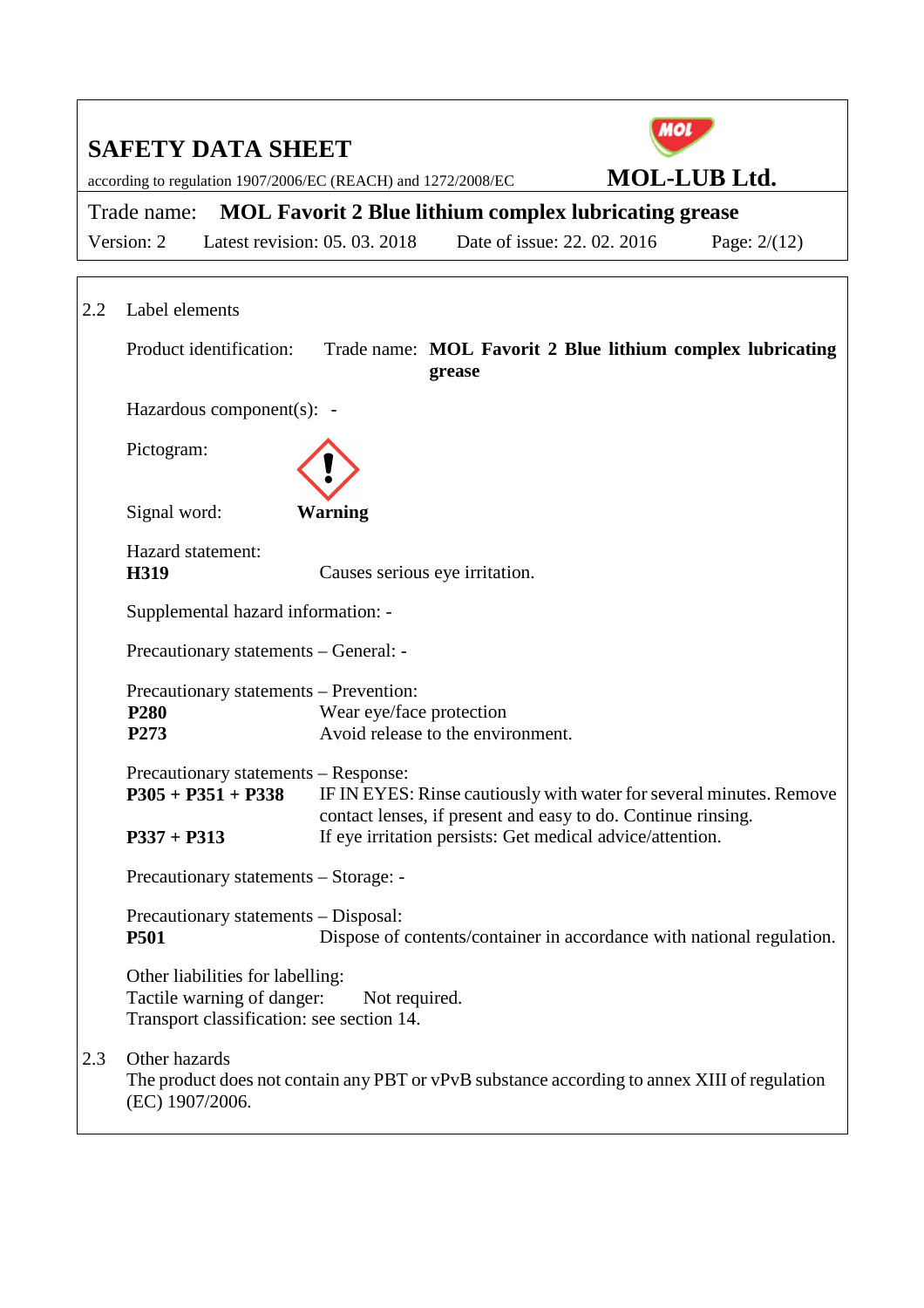## 2.2 Label elements

Product identification: Trade name: **MOL Favorit 2 Blue lithium complex lubricating grease**

Hazardous component(s): -

Pictogram:

Signal word: **Warning**

Hazard statement:

| | |
|---|---|
| **H319** | Causes serious eye irritation. |

Supplemental hazard information: -

Precautionary statements – General: -

Precautionary statements – Prevention:

| | |
|---|---|
| **P280** | Wear eye/face protection |
| **P273** | Avoid release to the environment. |

Precautionary statements – Response:

| | |
|---|---|
| **P305 + P351 + P338** | IF IN EYES: Rinse cautiously with water for several minutes. Remove contact lenses, if present and easy to do. Continue rinsing. |
| **P337 + P313** | If eye irritation persists: Get medical advice/attention. |

Precautionary statements – Storage: -

Precautionary statements – Disposal:

| | |
|---|---|
| **P501** | Dispose of contents/container in accordance with national regulation. |

Other liabilities for labelling:
Tactile warning of danger: Not required.
Transport classification: see section 14.

## 2.3 Other hazards

The product does not contain any PBT or vPvB substance according to annex XIII of regulation (EC) 1907/2006.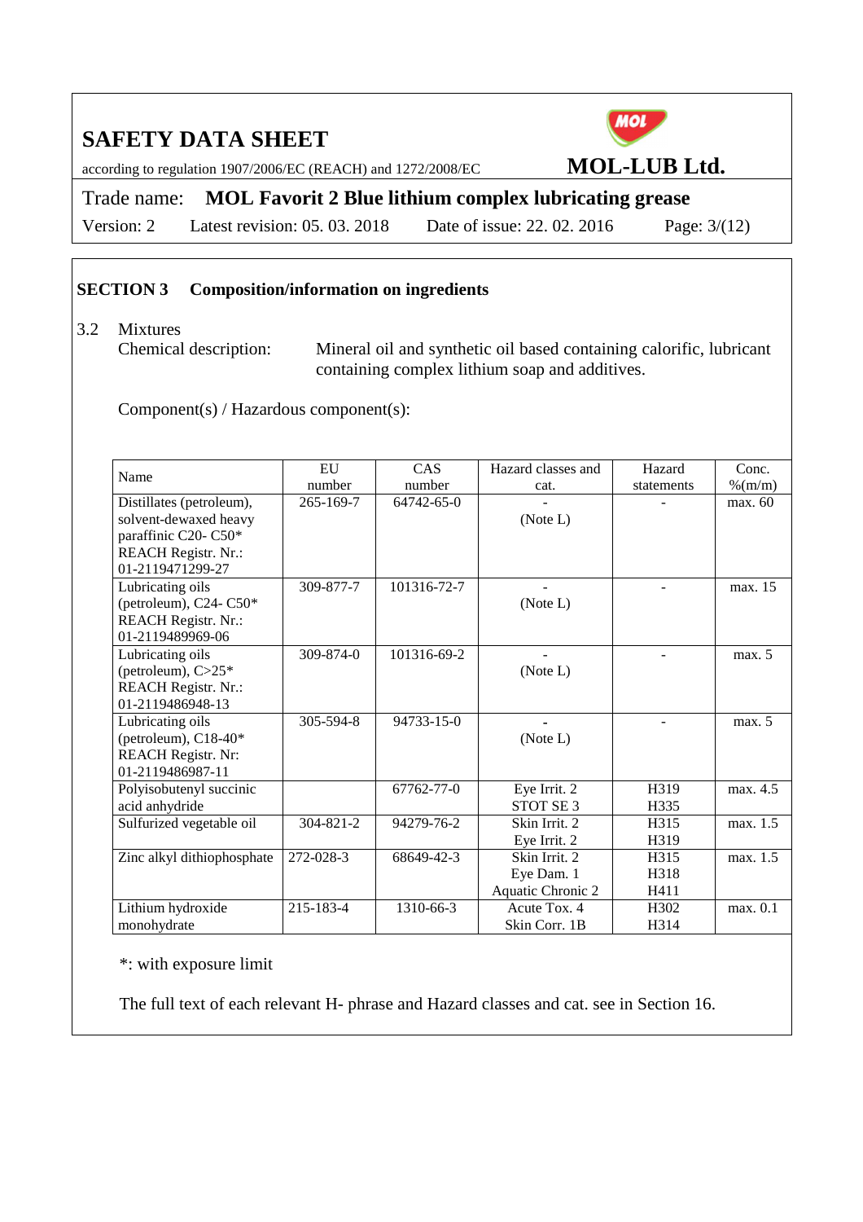## SECTION 3 Composition/information on ingredients

3.2 Mixtures

Chemical description: Mineral oil and synthetic oil based containing calorific, lubricant containing complex lithium soap and additives.

Component(s) / Hazardous component(s):

| Name | EU number | CAS number | Hazard classes and cat. | Hazard statements | Conc. %(m/m) |
|---|---|---|---|---|---|
| Distillates (petroleum), solvent-dewaxed heavy paraffinic C20- C50* REACH Registr. Nr.: 01-2119471299-27 | 265-169-7 | 64742-65-0 | - (Note L) | - | max. 60 |
| Lubricating oils (petroleum), C24- C50* REACH Registr. Nr.: 01-2119489969-06 | 309-877-7 | 101316-72-7 | - (Note L) | - | max. 15 |
| Lubricating oils (petroleum), C>25* REACH Registr. Nr.: 01-2119486948-13 | 309-874-0 | 101316-69-2 | - (Note L) | - | max. 5 |
| Lubricating oils (petroleum), C18-40* REACH Registr. Nr: 01-2119486987-11 | 305-594-8 | 94733-15-0 | - (Note L) | - | max. 5 |
| Polyisobutenyl succinic acid anhydride | | 67762-77-0 | Eye Irrit. 2 STOT SE 3 | H319 H335 | max. 4.5 |
| Sulfurized vegetable oil | 304-821-2 | 94279-76-2 | Skin Irrit. 2 Eye Irrit. 2 | H315 H319 | max. 1.5 |
| Zinc alkyl dithiophosphate | 272-028-3 | 68649-42-3 | Skin Irrit. 2 Eye Dam. 1 Aquatic Chronic 2 | H315 H318 H411 | max. 1.5 |
| Lithium hydroxide monohydrate | 215-183-4 | 1310-66-3 | Acute Tox. 4 Skin Corr. 1B | H302 H314 | max. 0.1 |

*: with exposure limit

The full text of each relevant H- phrase and Hazard classes and cat. see in Section 16.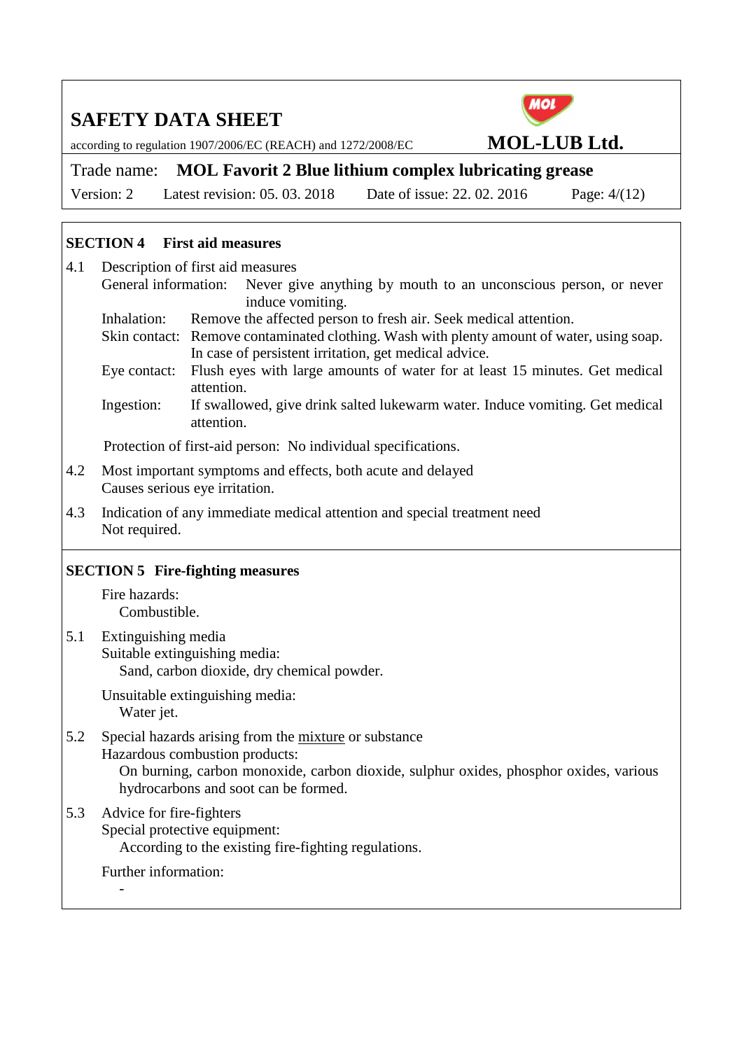## SECTION 4 First aid measures

4.1 Description of first aid measures

General information: Never give anything by mouth to an unconscious person, or never induce vomiting.

Inhalation: Remove the affected person to fresh air. Seek medical attention.

Skin contact: Remove contaminated clothing. Wash with plenty amount of water, using soap. In case of persistent irritation, get medical advice.

Eye contact: Flush eyes with large amounts of water for at least 15 minutes. Get medical attention.

Ingestion: If swallowed, give drink salted lukewarm water. Induce vomiting. Get medical attention.

Protection of first-aid person: No individual specifications.

4.2 Most important symptoms and effects, both acute and delayed

Causes serious eye irritation.

4.3 Indication of any immediate medical attention and special treatment need

Not required.

## SECTION 5 Fire-fighting measures

Fire hazards:

Combustible.

5.1 Extinguishing media

Suitable extinguishing media:

Sand, carbon dioxide, dry chemical powder.

Unsuitable extinguishing media:

Water jet.

5.2 Special hazards arising from the mixture or substance

Hazardous combustion products:

On burning, carbon monoxide, carbon dioxide, sulphur oxides, phosphor oxides, various hydrocarbons and soot can be formed.

5.3 Advice for fire-fighters

Special protective equipment:

According to the existing fire-fighting regulations.

Further information:

-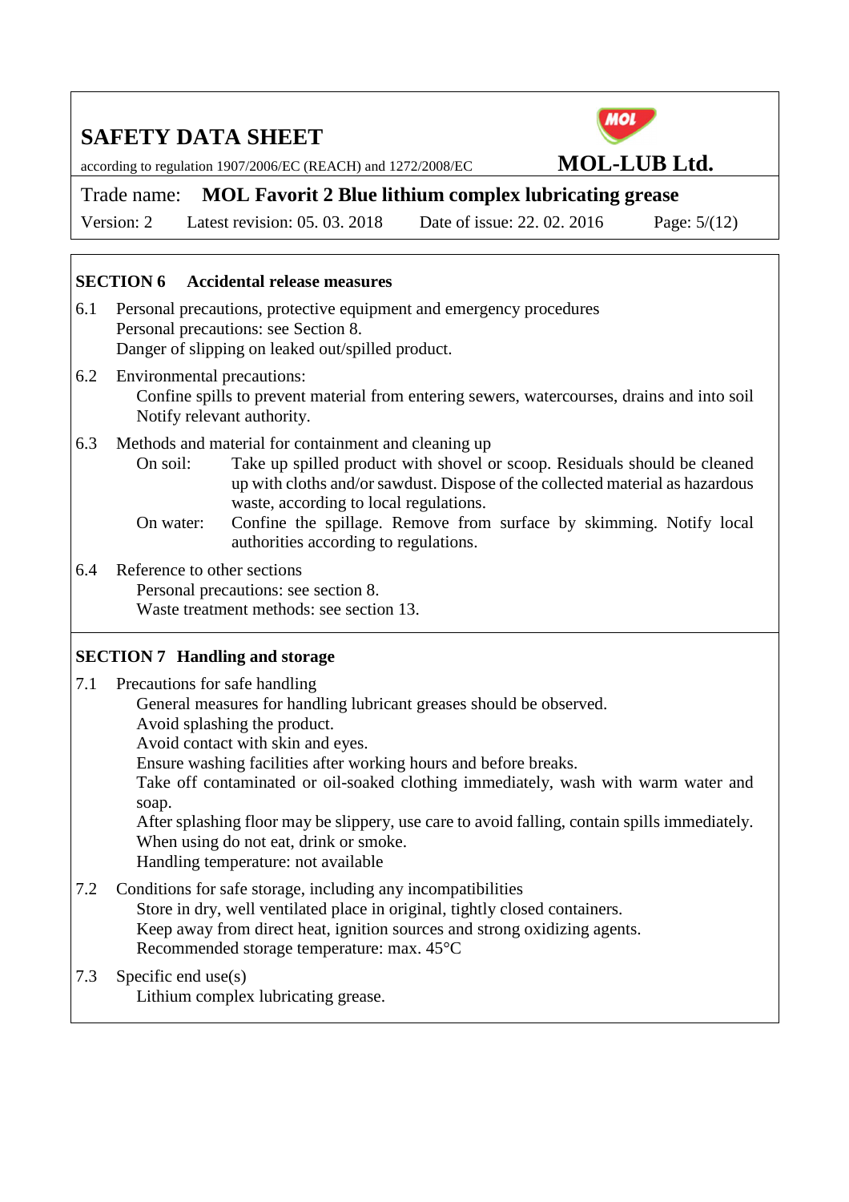## SECTION 6 Accidental release measures

6.1 Personal precautions, protective equipment and emergency procedures
Personal precautions: see Section 8.
Danger of slipping on leaked out/spilled product.

6.2 Environmental precautions:
Confine spills to prevent material from entering sewers, watercourses, drains and into soil
Notify relevant authority.

6.3 Methods and material for containment and cleaning up
On soil: Take up spilled product with shovel or scoop. Residuals should be cleaned up with cloths and/or sawdust. Dispose of the collected material as hazardous waste, according to local regulations.
On water: Confine the spillage. Remove from surface by skimming. Notify local authorities according to regulations.

6.4 Reference to other sections
Personal precautions: see section 8.
Waste treatment methods: see section 13.

## SECTION 7 Handling and storage

7.1 Precautions for safe handling
General measures for handling lubricant greases should be observed.
Avoid splashing the product.
Avoid contact with skin and eyes.
Ensure washing facilities after working hours and before breaks.
Take off contaminated or oil-soaked clothing immediately, wash with warm water and soap.
After splashing floor may be slippery, use care to avoid falling, contain spills immediately.
When using do not eat, drink or smoke.
Handling temperature: not available

7.2 Conditions for safe storage, including any incompatibilities
Store in dry, well ventilated place in original, tightly closed containers.
Keep away from direct heat, ignition sources and strong oxidizing agents.
Recommended storage temperature: max. 45°C

7.3 Specific end use(s)
Lithium complex lubricating grease.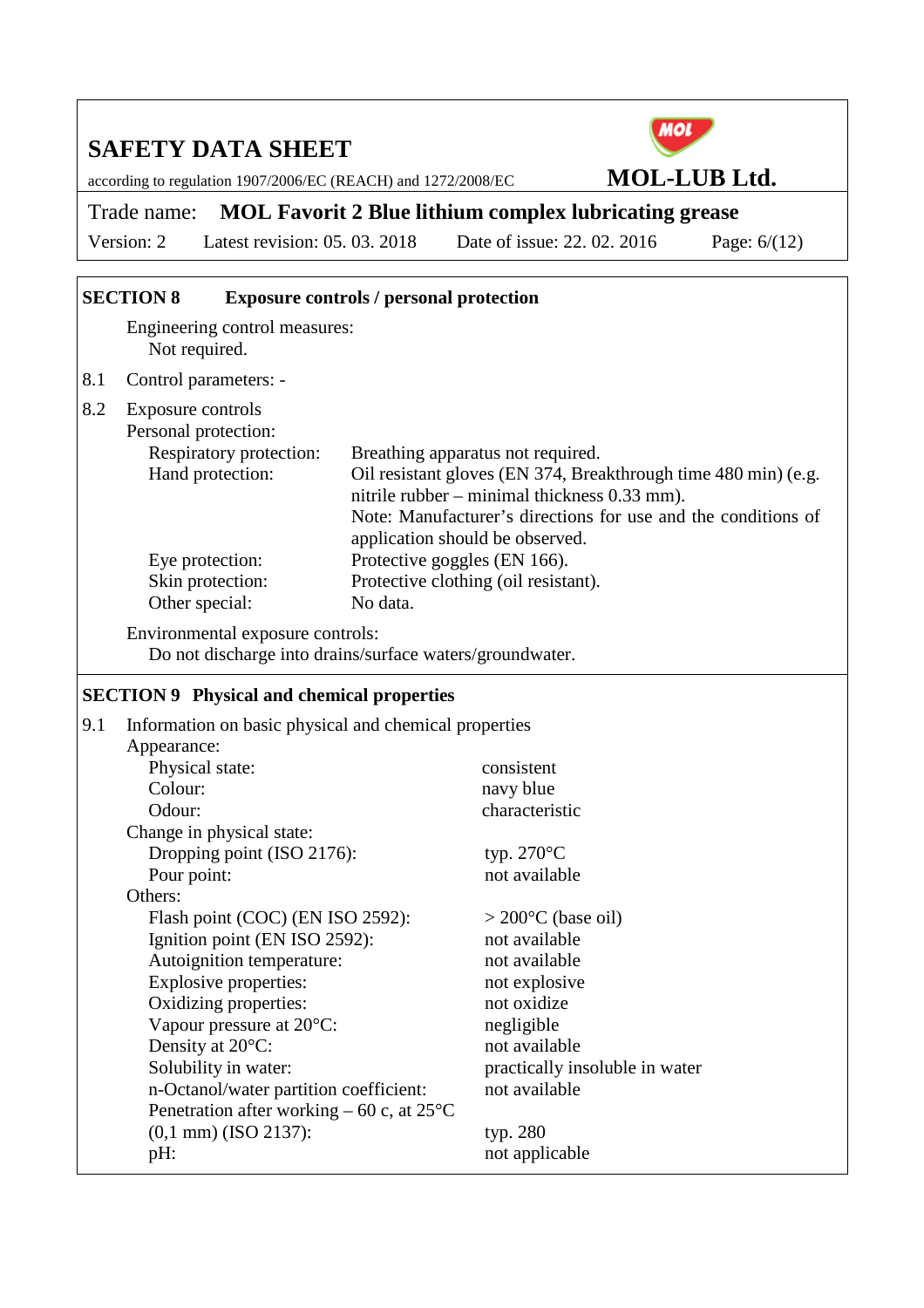## SECTION 8 Exposure controls / personal protection

Engineering control measures:
Not required.

8.1 Control parameters: -

8.2 Exposure controls

Personal protection:

| | |
|---|---|
| Respiratory protection: | Breathing apparatus not required. |
| Hand protection: | Oil resistant gloves (EN 374, Breakthrough time 480 min) (e.g. nitrile rubber – minimal thickness 0.33 mm). Note: Manufacturer's directions for use and the conditions of application should be observed. |
| Eye protection: | Protective goggles (EN 166). |
| Skin protection: | Protective clothing (oil resistant). |
| Other special: | No data. |

Environmental exposure controls:
Do not discharge into drains/surface waters/groundwater.

## SECTION 9 Physical and chemical properties

9.1 Information on basic physical and chemical properties

Appearance:

| | |
|---|---|
| Physical state: | consistent |
| Colour: | navy blue |
| Odour: | characteristic |

Change in physical state:

| | |
|---|---|
| Dropping point (ISO 2176): | typ. 270°C |
| Pour point: | not available |

Others:

| | |
|---|---|
| Flash point (COC) (EN ISO 2592): | > 200°C (base oil) |
| Ignition point (EN ISO 2592): | not available |
| Autoignition temperature: | not available |
| Explosive properties: | not explosive |
| Oxidizing properties: | not oxidize |
| Vapour pressure at 20°C: | negligible |
| Density at 20°C: | not available |
| Solubility in water: | practically insoluble in water |
| n-Octanol/water partition coefficient: | not available |
| Penetration after working – 60 c, at 25°C (0,1 mm) (ISO 2137): | typ. 280 |
| pH: | not applicable |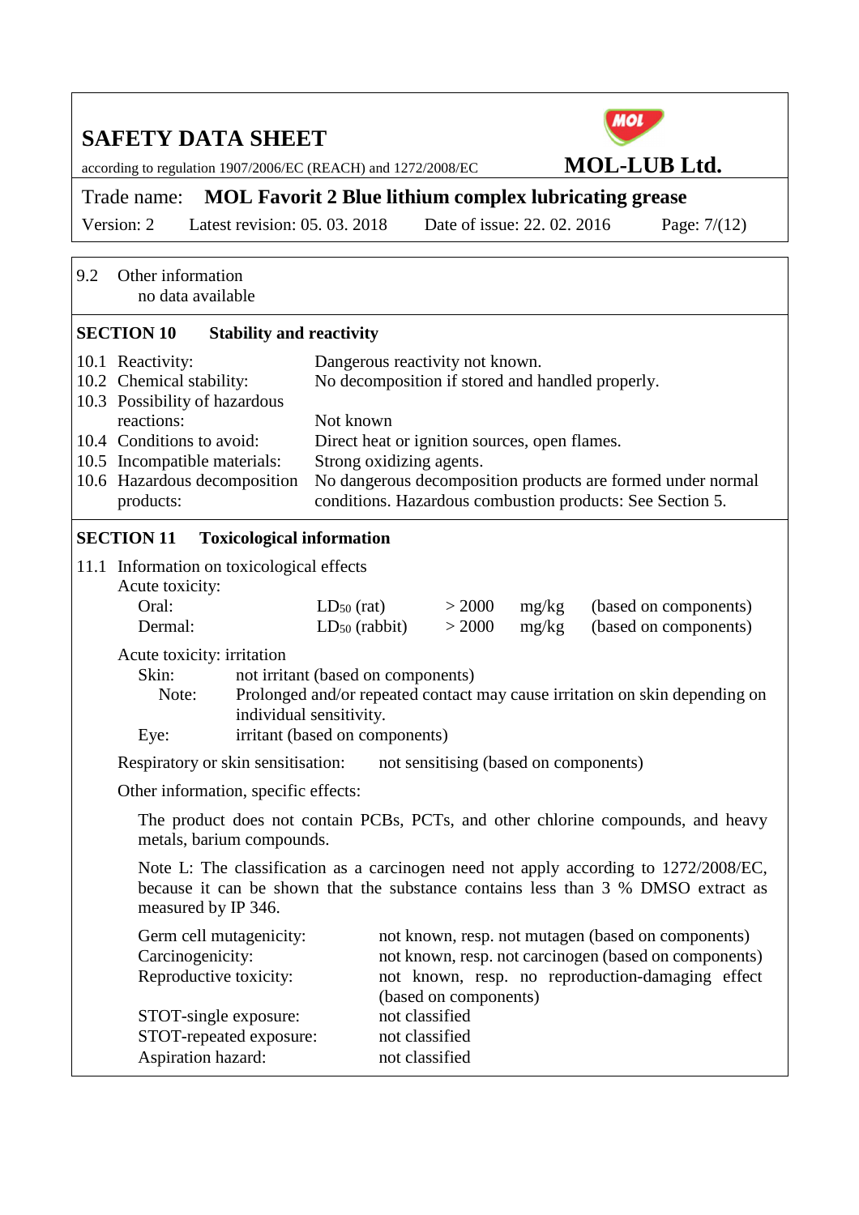9.2 Other information

no data available

## SECTION 10 Stability and reactivity

| | |
|---|---|
| 10.1 Reactivity: | Dangerous reactivity not known. |
| 10.2 Chemical stability: | No decomposition if stored and handled properly. |
| 10.3 Possibility of hazardous reactions: | Not known |
| 10.4 Conditions to avoid: | Direct heat or ignition sources, open flames. |
| 10.5 Incompatible materials: | Strong oxidizing agents. |
| 10.6 Hazardous decomposition products: | No dangerous decomposition products are formed under normal conditions. Hazardous combustion products: See Section 5. |

## SECTION 11 Toxicological information

11.1 Information on toxicological effects

Acute toxicity:

| | | | | |
|---|---|---|---|---|
| Oral: | $LD_{50}$ (rat) | > 2000 | mg/kg | (based on components) |
| Dermal: | $LD_{50}$ (rabbit) | > 2000 | mg/kg | (based on components) |

Acute toxicity: irritation

Skin: not irritant (based on components)

Note: Prolonged and/or repeated contact may cause irritation on skin depending on individual sensitivity.

Eye: irritant (based on components)

Respiratory or skin sensitisation: not sensitising (based on components)

Other information, specific effects:

The product does not contain PCBs, PCTs, and other chlorine compounds, and heavy metals, barium compounds.

Note L: The classification as a carcinogen need not apply according to 1272/2008/EC, because it can be shown that the substance contains less than 3 % DMSO extract as measured by IP 346.

| | |
|---|---|
| Germ cell mutagenicity: | not known, resp. not mutagen (based on components) |
| Carcinogenicity: | not known, resp. not carcinogen (based on components) |
| Reproductive toxicity: | not known, resp. no reproduction-damaging effect (based on components) |
| STOT-single exposure: | not classified |
| STOT-repeated exposure: | not classified |
| Aspiration hazard: | not classified |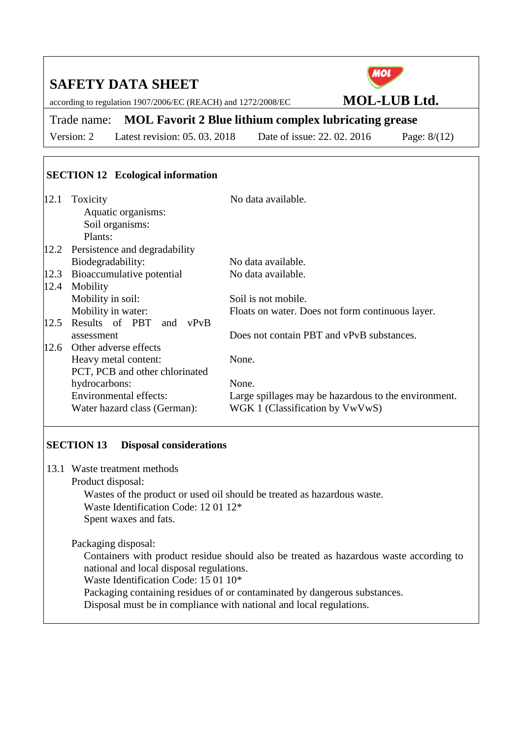## SECTION 12 Ecological information

| | | |
|---|---|---|
| 12.1 | Toxicity | No data available. |
| | Aquatic organisms: | |
| | Soil organisms: | |
| | Plants: | |
| 12.2 | Persistence and degradability | |
| | Biodegradability: | No data available. |
| 12.3 | Bioaccumulative potential | No data available. |
| 12.4 | Mobility | |
| | Mobility in soil: | Soil is not mobile. |
| | Mobility in water: | Floats on water. Does not form continuous layer. |
| 12.5 | Results of PBT and vPvB assessment | Does not contain PBT and vPvB substances. |
| 12.6 | Other adverse effects | |
| | Heavy metal content: | None. |
| | PCT, PCB and other chlorinated hydrocarbons: | None. |
| | Environmental effects: | Large spillages may be hazardous to the environment. |
| | Water hazard class (German): | WGK 1 (Classification by VwVwS) |

## SECTION 13 Disposal considerations

13.1 Waste treatment methods

Product disposal:

Wastes of the product or used oil should be treated as hazardous waste.
Waste Identification Code: 12 01 12*
Spent waxes and fats.

Packaging disposal:

Containers with product residue should also be treated as hazardous waste according to national and local disposal regulations.
Waste Identification Code: 15 01 10*
Packaging containing residues of or contaminated by dangerous substances.
Disposal must be in compliance with national and local regulations.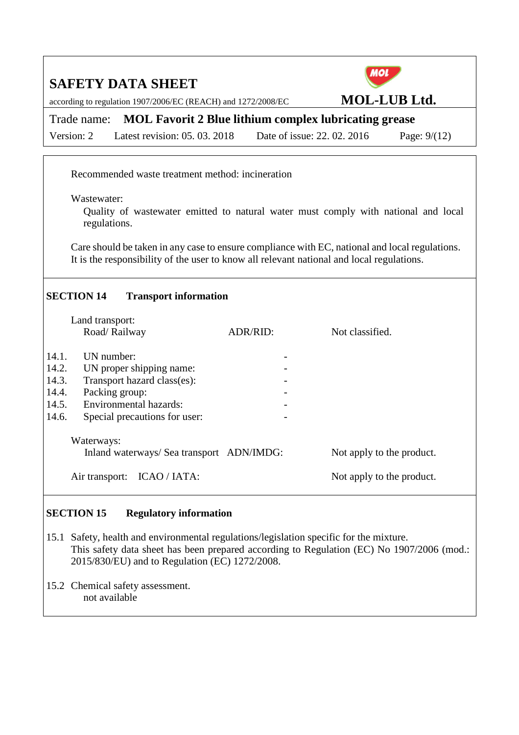Recommended waste treatment method: incineration

Wastewater:
Quality of wastewater emitted to natural water must comply with national and local regulations.

Care should be taken in any case to ensure compliance with EC, national and local regulations. It is the responsibility of the user to know all relevant national and local regulations.

## SECTION 14 Transport information

Land transport:

| Road/ Railway | ADR/RID: | Not classified. |
|---|---|---|

| | | |
|---|---|---|
| 14.1. | UN number: | - |
| 14.2. | UN proper shipping name: | - |
| 14.3. | Transport hazard class(es): | - |
| 14.4. | Packing group: | - |
| 14.5. | Environmental hazards: | - |
| 14.6. | Special precautions for user: | - |

Waterways:

| Inland waterways/ Sea transport | ADN/IMDG: | Not apply to the product. |
|---|---|---|

| Air transport: | ICAO / IATA: | Not apply to the product. |
|---|---|---|

## SECTION 15 Regulatory information

15.1 Safety, health and environmental regulations/legislation specific for the mixture.
This safety data sheet has been prepared according to Regulation (EC) No 1907/2006 (mod.: 2015/830/EU) and to Regulation (EC) 1272/2008.

15.2 Chemical safety assessment.
not available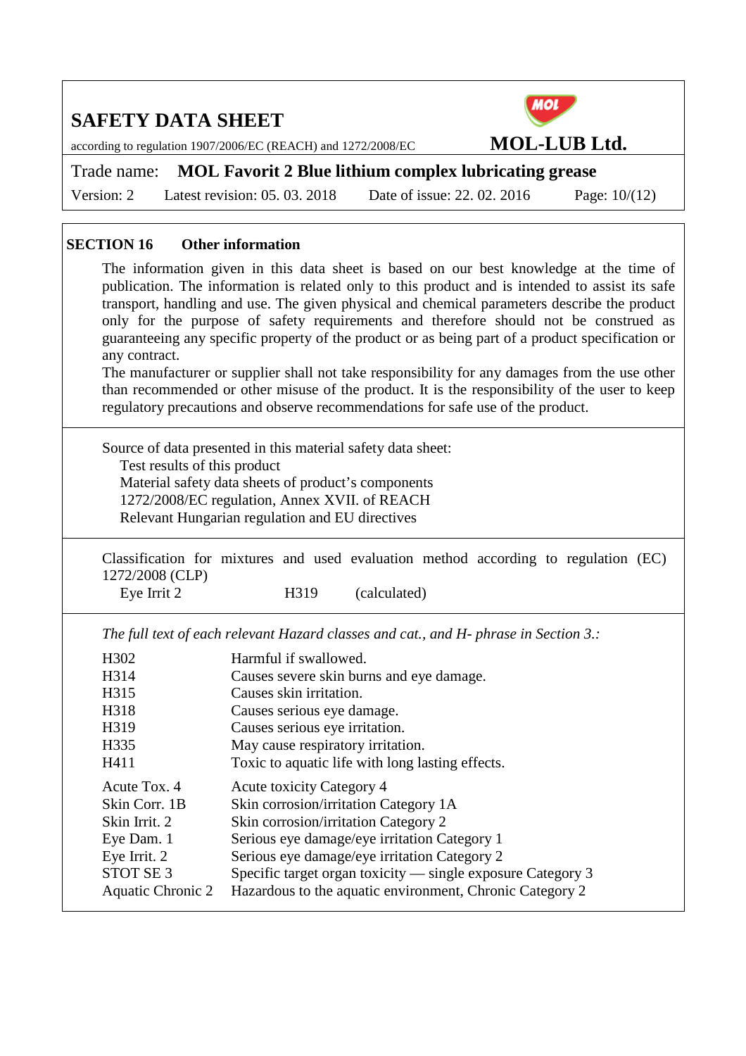## SECTION 16 Other information

The information given in this data sheet is based on our best knowledge at the time of publication. The information is related only to this product and is intended to assist its safe transport, handling and use. The given physical and chemical parameters describe the product only for the purpose of safety requirements and therefore should not be construed as guaranteeing any specific property of the product or as being part of a product specification or any contract.
The manufacturer or supplier shall not take responsibility for any damages from the use other than recommended or other misuse of the product. It is the responsibility of the user to keep regulatory precautions and observe recommendations for safe use of the product.

Source of data presented in this material safety data sheet:
- Test results of this product
- Material safety data sheets of product's components
- 1272/2008/EC regulation, Annex XVII. of REACH
- Relevant Hungarian regulation and EU directives

Classification for mixtures and used evaluation method according to regulation (EC) 1272/2008 (CLP)

| | | |
|---|---|---|
| Eye Irrit 2 | H319 | (calculated) |

*The full text of each relevant Hazard classes and cat., and H- phrase in Section 3.:*

| | |
|---|---|
| H302 | Harmful if swallowed. |
| H314 | Causes severe skin burns and eye damage. |
| H315 | Causes skin irritation. |
| H318 | Causes serious eye damage. |
| H319 | Causes serious eye irritation. |
| H335 | May cause respiratory irritation. |
| H411 | Toxic to aquatic life with long lasting effects. |

| | |
|---|---|
| Acute Tox. 4 | Acute toxicity Category 4 |
| Skin Corr. 1B | Skin corrosion/irritation Category 1A |
| Skin Irrit. 2 | Skin corrosion/irritation Category 2 |
| Eye Dam. 1 | Serious eye damage/eye irritation Category 1 |
| Eye Irrit. 2 | Serious eye damage/eye irritation Category 2 |
| STOT SE 3 | Specific target organ toxicity — single exposure Category 3 |
| Aquatic Chronic 2 | Hazardous to the aquatic environment, Chronic Category 2 |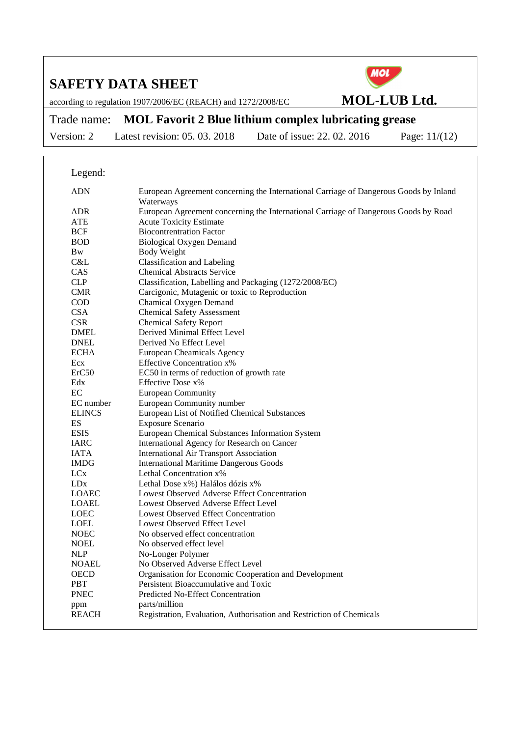Legend:

| | |
|---|---|
| ADN | European Agreement concerning the International Carriage of Dangerous Goods by Inland Waterways |
| ADR | European Agreement concerning the International Carriage of Dangerous Goods by Road |
| ATE | Acute Toxicity Estimate |
| BCF | Biocontrentration Factor |
| BOD | Biological Oxygen Demand |
| Bw | Body Weight |
| C&L | Classification and Labeling |
| CAS | Chemical Abstracts Service |
| CLP | Classification, Labelling and Packaging (1272/2008/EC) |
| CMR | Carcigonic, Mutagenic or toxic to Reproduction |
| COD | Chamical Oxygen Demand |
| CSA | Chemical Safety Assessment |
| CSR | Chemical Safety Report |
| DMEL | Derived Minimal Effect Level |
| DNEL | Derived No Effect Level |
| ECHA | European Cheamicals Agency |
| Ecx | Effective Concentration x% |
| ErC50 | EC50 in terms of reduction of growth rate |
| Edx | Effective Dose x% |
| EC | European Community |
| EC number | European Community number |
| ELINCS | European List of Notified Chemical Substances |
| ES | Exposure Scenario |
| ESIS | European Chemical Substances Information System |
| IARC | International Agency for Research on Cancer |
| IATA | International Air Transport Association |
| IMDG | International Maritime Dangerous Goods |
| LCx | Lethal Concentration x% |
| LDx | Lethal Dose x%) Halálos dózis x% |
| LOAEC | Lowest Observed Adverse Effect Concentration |
| LOAEL | Lowest Observed Adverse Effect Level |
| LOEC | Lowest Observed Effect Concentration |
| LOEL | Lowest Observed Effect Level |
| NOEC | No observed effect concentration |
| NOEL | No observed effect level |
| NLP | No-Longer Polymer |
| NOAEL | No Observed Adverse Effect Level |
| OECD | Organisation for Economic Cooperation and Development |
| PBT | Persistent Bioaccumulative and Toxic |
| PNEC | Predicted No-Effect Concentration |
| ppm | parts/million |
| REACH | Registration, Evaluation, Authorisation and Restriction of Chemicals |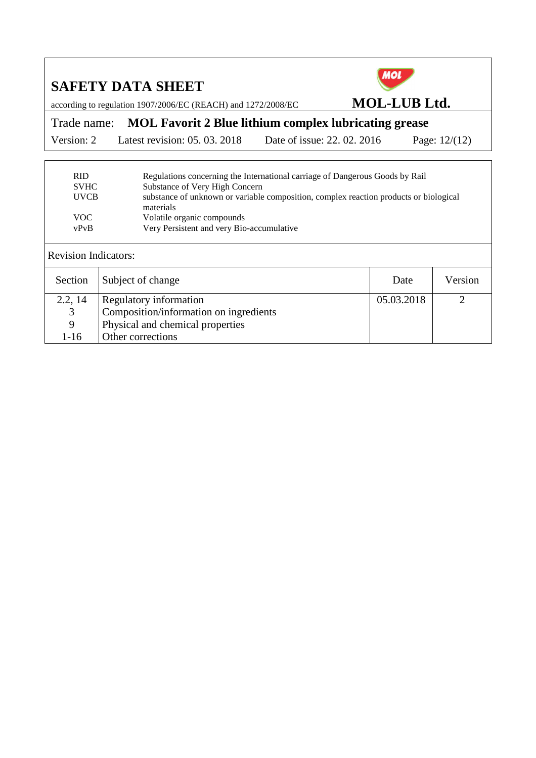| | |
|---|---|
| RID | Regulations concerning the International carriage of Dangerous Goods by Rail |
| SVHC | Substance of Very High Concern |
| UVCB | substance of unknown or variable composition, complex reaction products or biological materials |
| VOC | Volatile organic compounds |
| vPvB | Very Persistent and very Bio-accumulative |

Revision Indicators:

| Section | Subject of change | Date | Version |
|---|---|---|---|
| 2.2, 14 | Regulatory information | 05.03.2018 | 2 |
| 3 | Composition/information on ingredients | | |
| 9 | Physical and chemical properties | | |
| 1-16 | Other corrections | | |